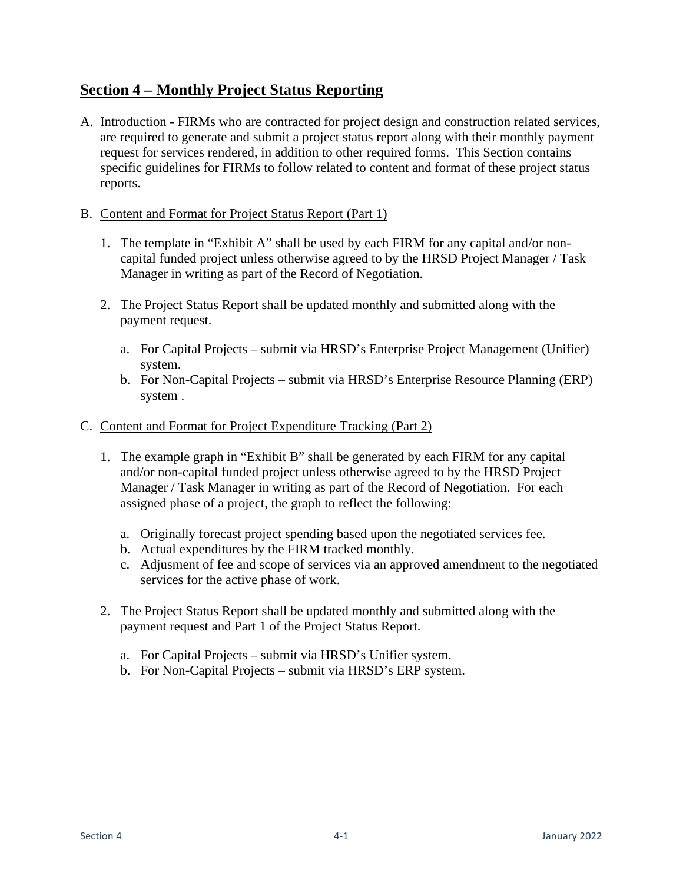## Section 4 – Monthly Project Status Reporting

A. Introduction - FIRMs who are contracted for project design and construction related services, are required to generate and submit a project status report along with their monthly payment request for services rendered, in addition to other required forms. This Section contains specific guidelines for FIRMs to follow related to content and format of these project status reports.

B. Content and Format for Project Status Report (Part 1)

   1. The template in "Exhibit A" shall be used by each FIRM for any capital and/or non-capital funded project unless otherwise agreed to by the HRSD Project Manager / Task Manager in writing as part of the Record of Negotiation.

   2. The Project Status Report shall be updated monthly and submitted along with the payment request.

      a. For Capital Projects – submit via HRSD's Enterprise Project Management (Unifier) system.
      b. For Non-Capital Projects – submit via HRSD's Enterprise Resource Planning (ERP) system .

C. Content and Format for Project Expenditure Tracking (Part 2)

   1. The example graph in "Exhibit B" shall be generated by each FIRM for any capital and/or non-capital funded project unless otherwise agreed to by the HRSD Project Manager / Task Manager in writing as part of the Record of Negotiation. For each assigned phase of a project, the graph to reflect the following:

      a. Originally forecast project spending based upon the negotiated services fee.
      b. Actual expenditures by the FIRM tracked monthly.
      c. Adjusment of fee and scope of services via an approved amendment to the negotiated services for the active phase of work.

   2. The Project Status Report shall be updated monthly and submitted along with the payment request and Part 1 of the Project Status Report.

      a. For Capital Projects – submit via HRSD's Unifier system.
      b. For Non-Capital Projects – submit via HRSD's ERP system.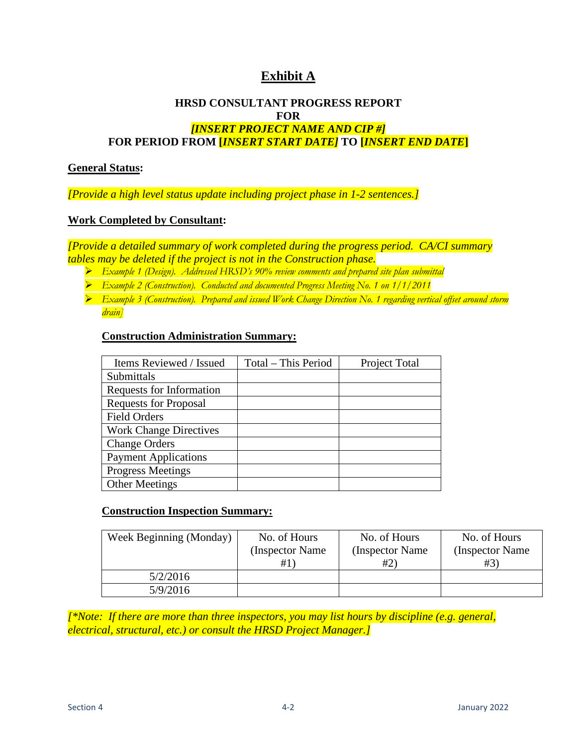# Exhibit A

**HRSD CONSULTANT PROGRESS REPORT**
**FOR**
***[INSERT PROJECT NAME AND CIP #]***
**FOR PERIOD FROM [*INSERT START DATE]* TO [*INSERT END DATE*]**

**General Status:**

*[Provide a high level status update including project phase in 1-2 sentences.]*

**Work Completed by Consultant:**

*[Provide a detailed summary of work completed during the progress period. CA/CI summary tables may be deleted if the project is not in the Construction phase.*

- *Example 1 (Design). Addressed HRSD's 90% review comments and prepared site plan submittal*
- *Example 2 (Construction). Conducted and documented Progress Meeting No. 1 on 1/1/2011*
- *Example 3 (Construction). Prepared and issued Work Change Direction No. 1 regarding vertical offset around storm drain]*

**Construction Administration Summary:**

| Items Reviewed / Issued | Total – This Period | Project Total |
| --- | --- | --- |
| Submittals | | |
| Requests for Information | | |
| Requests for Proposal | | |
| Field Orders | | |
| Work Change Directives | | |
| Change Orders | | |
| Payment Applications | | |
| Progress Meetings | | |
| Other Meetings | | |

**Construction Inspection Summary:**

| Week Beginning (Monday) | No. of Hours (Inspector Name #1) | No. of Hours (Inspector Name #2) | No. of Hours (Inspector Name #3) |
| --- | --- | --- | --- |
| 5/2/2016 | | | |
| 5/9/2016 | | | |

*[*Note: If there are more than three inspectors, you may list hours by discipline (e.g. general, electrical, structural, etc.) or consult the HRSD Project Manager.]*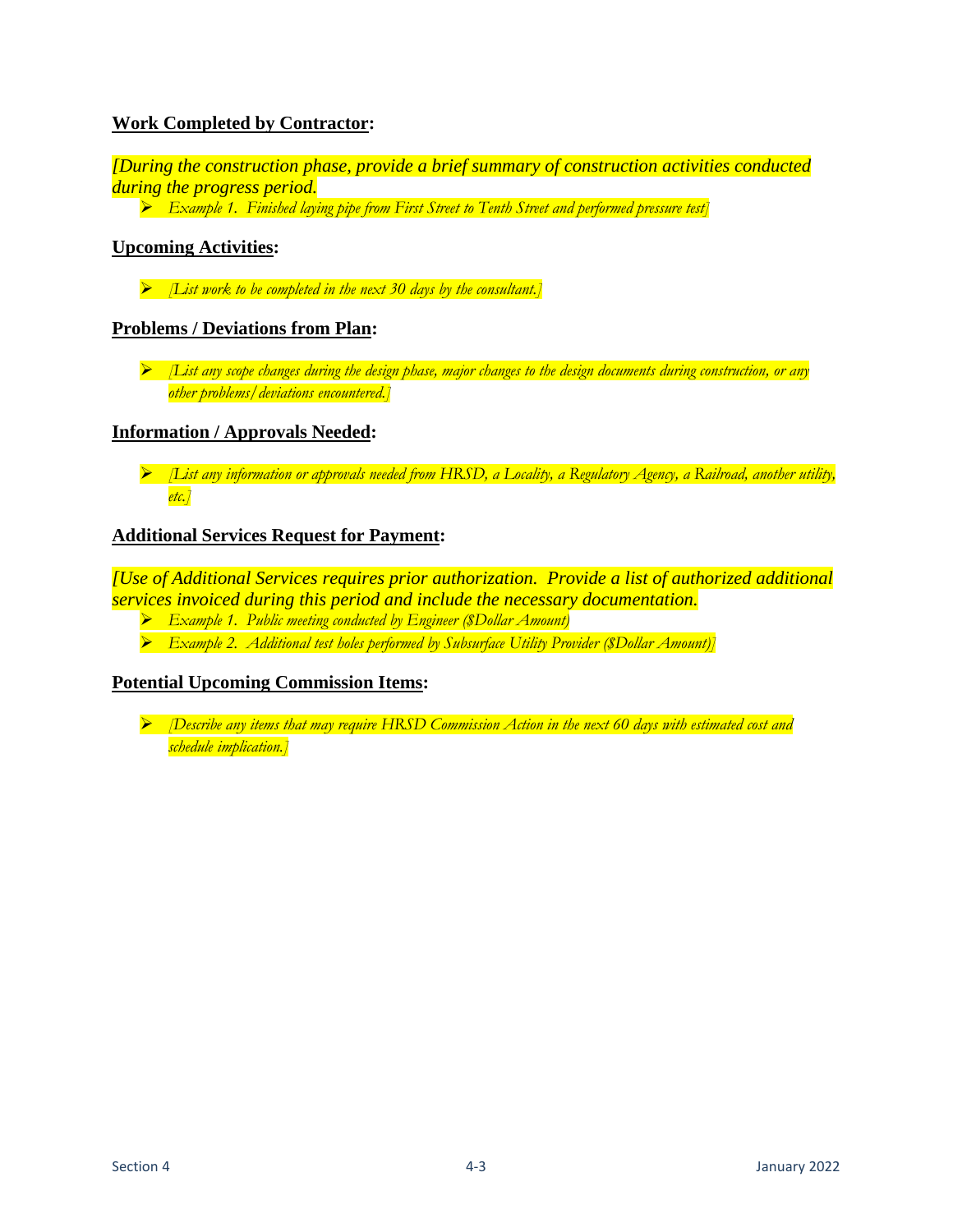**Work Completed by Contractor:**

*[During the construction phase, provide a brief summary of construction activities conducted during the progress period.*

- *Example 1. Finished laying pipe from First Street to Tenth Street and performed pressure test]*

**Upcoming Activities:**

- *[List work to be completed in the next 30 days by the consultant.]*

**Problems / Deviations from Plan:**

- *[List any scope changes during the design phase, major changes to the design documents during construction, or any other problems/deviations encountered.]*

**Information / Approvals Needed:**

- *[List any information or approvals needed from HRSD, a Locality, a Regulatory Agency, a Railroad, another utility, etc.]*

**Additional Services Request for Payment:**

*[Use of Additional Services requires prior authorization. Provide a list of authorized additional services invoiced during this period and include the necessary documentation.*

- *Example 1. Public meeting conducted by Engineer ($Dollar Amount)*
- *Example 2. Additional test holes performed by Subsurface Utility Provider ($Dollar Amount)]*

**Potential Upcoming Commission Items:**

- *[Describe any items that may require HRSD Commission Action in the next 60 days with estimated cost and schedule implication.]*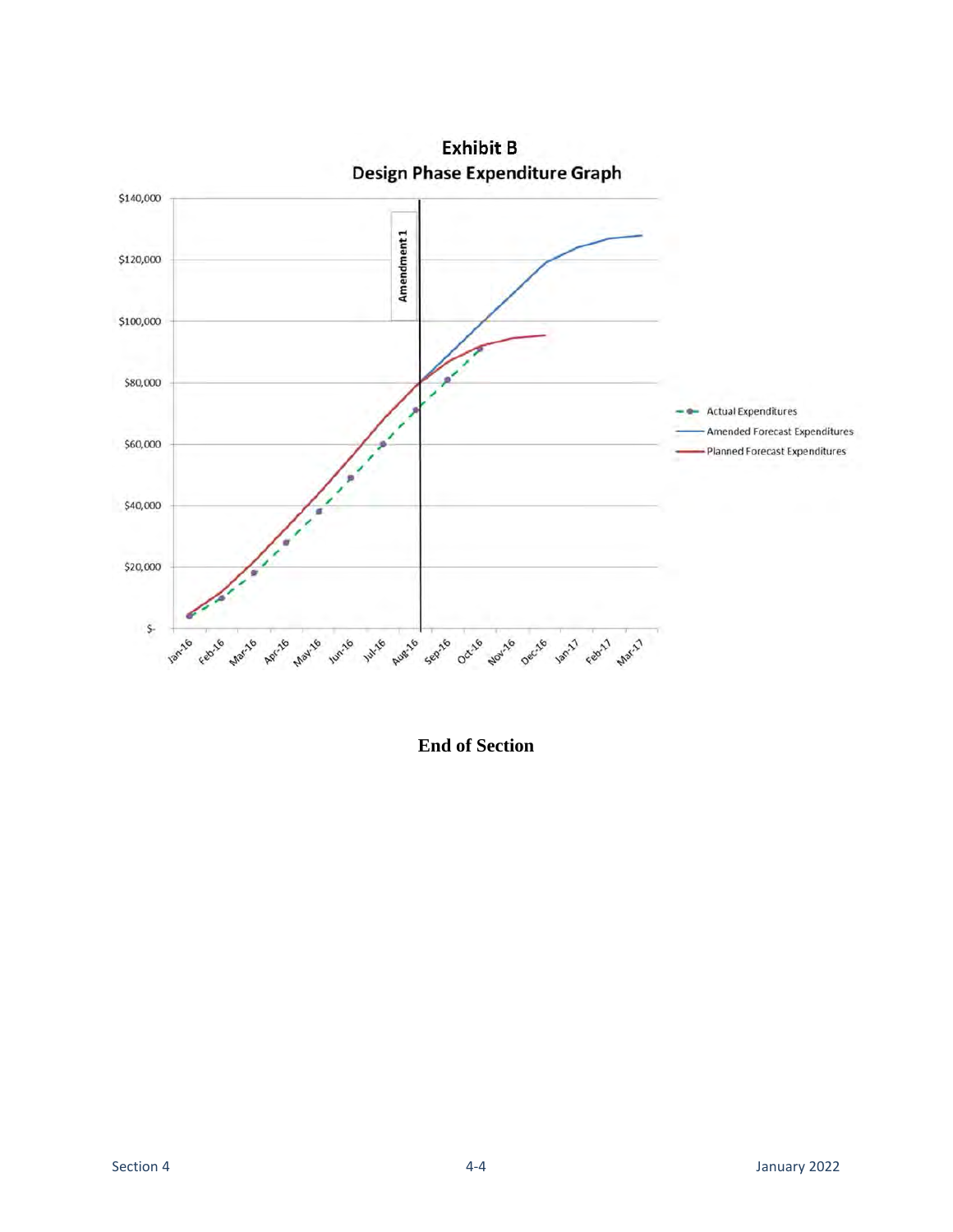## Exhibit B
## Design Phase Expenditure Graph

$140,000
$120,000
$100,000
$80,000
$60,000
$40,000
$20,000
$-

Jan-16 Feb-16 Mar-16 Apr-16 May-16 Jun-16 Jul-16 Aug-16 Sep-16 Oct-16 Nov-16 Dec-16 Jan-17 Feb-17 Mar-17

Amendment 1

Actual Expenditures
Amended Forecast Expenditures
Planned Forecast Expenditures

**End of Section**